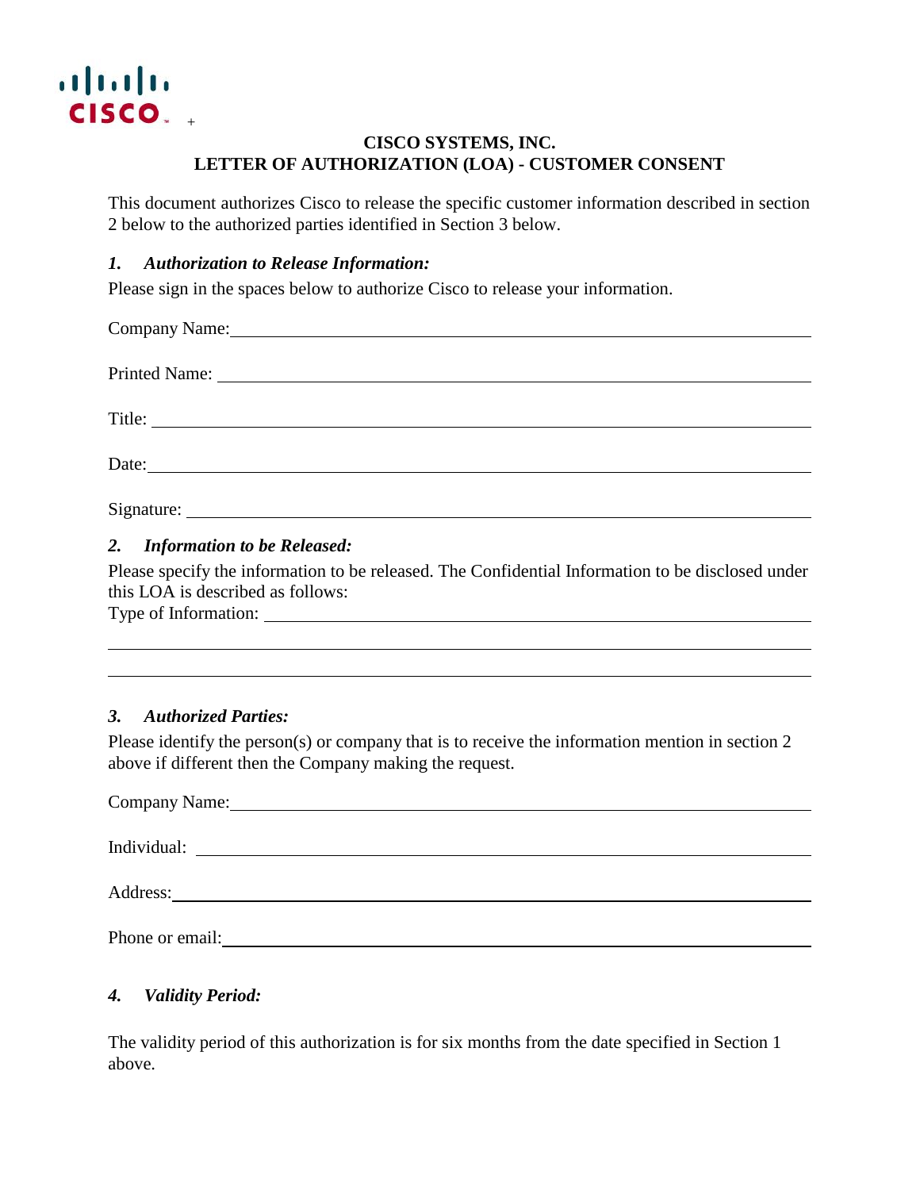**CISCO SYSTEMS, INC.**
**LETTER OF AUTHORIZATION (LOA) - CUSTOMER CONSENT**

This document authorizes Cisco to release the specific customer information described in section 2 below to the authorized parties identified in Section 3 below.

### *1. Authorization to Release Information:*

Please sign in the spaces below to authorize Cisco to release your information.

Company Name: ______________________________________________

Printed Name: ______________________________________________

Title: ______________________________________________

Date: ______________________________________________

Signature: ______________________________________________

### *2. Information to be Released:*

Please specify the information to be released. The Confidential Information to be disclosed under this LOA is described as follows:

Type of Information: ______________________________________________

______________________________________________

______________________________________________

### *3. Authorized Parties:*

Please identify the person(s) or company that is to receive the information mention in section 2 above if different then the Company making the request.

Company Name: ______________________________________________

Individual: ______________________________________________

Address: ______________________________________________

Phone or email: ______________________________________________

### *4. Validity Period:*

The validity period of this authorization is for six months from the date specified in Section 1 above.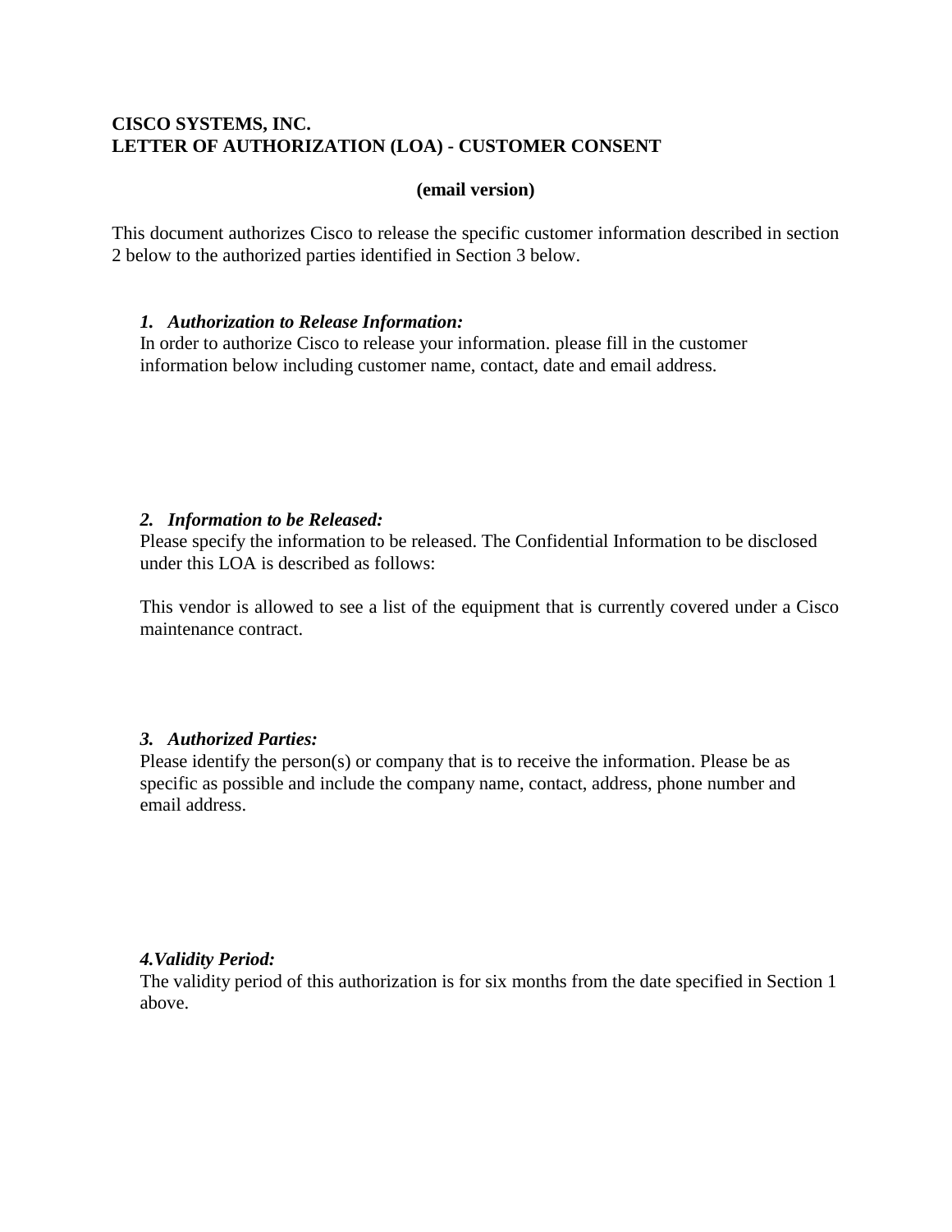**CISCO SYSTEMS, INC.**
**LETTER OF AUTHORIZATION (LOA) - CUSTOMER CONSENT**

**(email version)**

This document authorizes Cisco to release the specific customer information described in section 2 below to the authorized parties identified in Section 3 below.

1. ***Authorization to Release Information:***
   In order to authorize Cisco to release your information. please fill in the customer information below including customer name, contact, date and email address.

2. ***Information to be Released:***
   Please specify the information to be released. The Confidential Information to be disclosed under this LOA is described as follows:

   This vendor is allowed to see a list of the equipment that is currently covered under a Cisco maintenance contract.

3. ***Authorized Parties:***
   Please identify the person(s) or company that is to receive the information. Please be as specific as possible and include the company name, contact, address, phone number and email address.

***4.Validity Period:***
The validity period of this authorization is for six months from the date specified in Section 1 above.